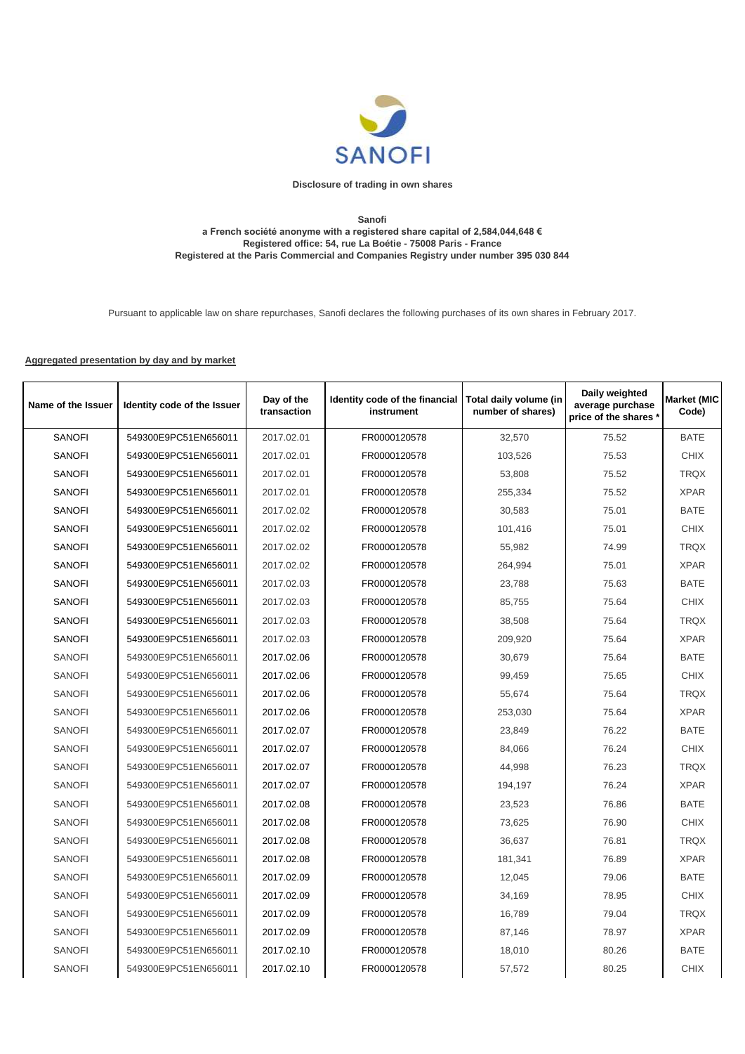**Disclosure of trading in own shares**

**Sanofi**
**a French société anonyme with a registered share capital of 2,584,044,648 €**
**Registered office: 54, rue La Boétie - 75008 Paris - France**
**Registered at the Paris Commercial and Companies Registry under number 395 030 844**

Pursuant to applicable law on share repurchases, Sanofi declares the following purchases of its own shares in February 2017.

**Aggregated presentation by day and by market**

| Name of the Issuer | Identity code of the Issuer | Day of the transaction | Identity code of the financial instrument | Total daily volume (in number of shares) | Daily weighted average purchase price of the shares * | Market (MIC Code) |
|---|---|---|---|---|---|---|
| SANOFI | 549300E9PC51EN656011 | 2017.02.01 | FR0000120578 | 32,570 | 75.52 | BATE |
| SANOFI | 549300E9PC51EN656011 | 2017.02.01 | FR0000120578 | 103,526 | 75.53 | CHIX |
| SANOFI | 549300E9PC51EN656011 | 2017.02.01 | FR0000120578 | 53,808 | 75.52 | TRQX |
| SANOFI | 549300E9PC51EN656011 | 2017.02.01 | FR0000120578 | 255,334 | 75.52 | XPAR |
| SANOFI | 549300E9PC51EN656011 | 2017.02.02 | FR0000120578 | 30,583 | 75.01 | BATE |
| SANOFI | 549300E9PC51EN656011 | 2017.02.02 | FR0000120578 | 101,416 | 75.01 | CHIX |
| SANOFI | 549300E9PC51EN656011 | 2017.02.02 | FR0000120578 | 55,982 | 74.99 | TRQX |
| SANOFI | 549300E9PC51EN656011 | 2017.02.02 | FR0000120578 | 264,994 | 75.01 | XPAR |
| SANOFI | 549300E9PC51EN656011 | 2017.02.03 | FR0000120578 | 23,788 | 75.63 | BATE |
| SANOFI | 549300E9PC51EN656011 | 2017.02.03 | FR0000120578 | 85,755 | 75.64 | CHIX |
| SANOFI | 549300E9PC51EN656011 | 2017.02.03 | FR0000120578 | 38,508 | 75.64 | TRQX |
| SANOFI | 549300E9PC51EN656011 | 2017.02.03 | FR0000120578 | 209,920 | 75.64 | XPAR |
| SANOFI | 549300E9PC51EN656011 | 2017.02.06 | FR0000120578 | 30,679 | 75.64 | BATE |
| SANOFI | 549300E9PC51EN656011 | 2017.02.06 | FR0000120578 | 99,459 | 75.65 | CHIX |
| SANOFI | 549300E9PC51EN656011 | 2017.02.06 | FR0000120578 | 55,674 | 75.64 | TRQX |
| SANOFI | 549300E9PC51EN656011 | 2017.02.06 | FR0000120578 | 253,030 | 75.64 | XPAR |
| SANOFI | 549300E9PC51EN656011 | 2017.02.07 | FR0000120578 | 23,849 | 76.22 | BATE |
| SANOFI | 549300E9PC51EN656011 | 2017.02.07 | FR0000120578 | 84,066 | 76.24 | CHIX |
| SANOFI | 549300E9PC51EN656011 | 2017.02.07 | FR0000120578 | 44,998 | 76.23 | TRQX |
| SANOFI | 549300E9PC51EN656011 | 2017.02.07 | FR0000120578 | 194,197 | 76.24 | XPAR |
| SANOFI | 549300E9PC51EN656011 | 2017.02.08 | FR0000120578 | 23,523 | 76.86 | BATE |
| SANOFI | 549300E9PC51EN656011 | 2017.02.08 | FR0000120578 | 73,625 | 76.90 | CHIX |
| SANOFI | 549300E9PC51EN656011 | 2017.02.08 | FR0000120578 | 36,637 | 76.81 | TRQX |
| SANOFI | 549300E9PC51EN656011 | 2017.02.08 | FR0000120578 | 181,341 | 76.89 | XPAR |
| SANOFI | 549300E9PC51EN656011 | 2017.02.09 | FR0000120578 | 12,045 | 79.06 | BATE |
| SANOFI | 549300E9PC51EN656011 | 2017.02.09 | FR0000120578 | 34,169 | 78.95 | CHIX |
| SANOFI | 549300E9PC51EN656011 | 2017.02.09 | FR0000120578 | 16,789 | 79.04 | TRQX |
| SANOFI | 549300E9PC51EN656011 | 2017.02.09 | FR0000120578 | 87,146 | 78.97 | XPAR |
| SANOFI | 549300E9PC51EN656011 | 2017.02.10 | FR0000120578 | 18,010 | 80.26 | BATE |
| SANOFI | 549300E9PC51EN656011 | 2017.02.10 | FR0000120578 | 57,572 | 80.25 | CHIX |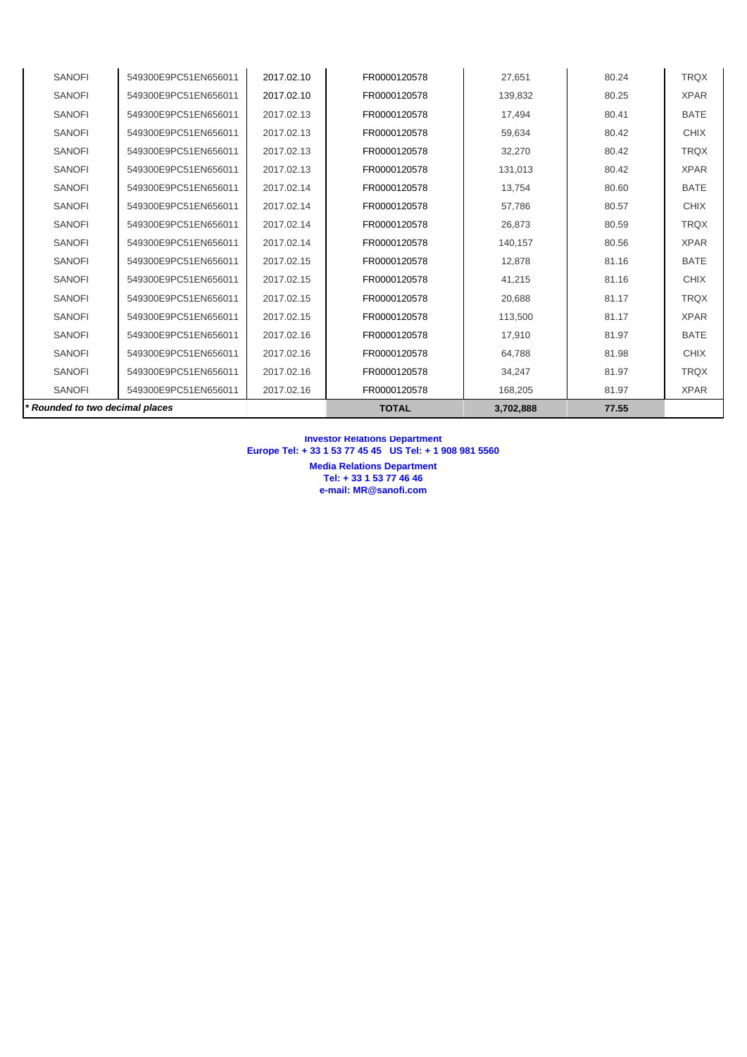| | | | | | | |
|---|---|---|---|---|---|---|
| SANOFI | 549300E9PC51EN656011 | 2017.02.10 | FR0000120578 | 27,651 | 80.24 | TRQX |
| SANOFI | 549300E9PC51EN656011 | 2017.02.10 | FR0000120578 | 139,832 | 80.25 | XPAR |
| SANOFI | 549300E9PC51EN656011 | 2017.02.13 | FR0000120578 | 17,494 | 80.41 | BATE |
| SANOFI | 549300E9PC51EN656011 | 2017.02.13 | FR0000120578 | 59,634 | 80.42 | CHIX |
| SANOFI | 549300E9PC51EN656011 | 2017.02.13 | FR0000120578 | 32,270 | 80.42 | TRQX |
| SANOFI | 549300E9PC51EN656011 | 2017.02.13 | FR0000120578 | 131,013 | 80.42 | XPAR |
| SANOFI | 549300E9PC51EN656011 | 2017.02.14 | FR0000120578 | 13,754 | 80.60 | BATE |
| SANOFI | 549300E9PC51EN656011 | 2017.02.14 | FR0000120578 | 57,786 | 80.57 | CHIX |
| SANOFI | 549300E9PC51EN656011 | 2017.02.14 | FR0000120578 | 26,873 | 80.59 | TRQX |
| SANOFI | 549300E9PC51EN656011 | 2017.02.14 | FR0000120578 | 140,157 | 80.56 | XPAR |
| SANOFI | 549300E9PC51EN656011 | 2017.02.15 | FR0000120578 | 12,878 | 81.16 | BATE |
| SANOFI | 549300E9PC51EN656011 | 2017.02.15 | FR0000120578 | 41,215 | 81.16 | CHIX |
| SANOFI | 549300E9PC51EN656011 | 2017.02.15 | FR0000120578 | 20,688 | 81.17 | TRQX |
| SANOFI | 549300E9PC51EN656011 | 2017.02.15 | FR0000120578 | 113,500 | 81.17 | XPAR |
| SANOFI | 549300E9PC51EN656011 | 2017.02.16 | FR0000120578 | 17,910 | 81.97 | BATE |
| SANOFI | 549300E9PC51EN656011 | 2017.02.16 | FR0000120578 | 64,788 | 81.98 | CHIX |
| SANOFI | 549300E9PC51EN656011 | 2017.02.16 | FR0000120578 | 34,247 | 81.97 | TRQX |
| SANOFI | 549300E9PC51EN656011 | 2017.02.16 | FR0000120578 | 168,205 | 81.97 | XPAR |
| *\* Rounded to two decimal places* | | | **TOTAL** | **3,702,888** | **77.55** | |

**Investor Relations Department**
**Europe Tel: + 33 1 53 77 45 45 US Tel: + 1 908 981 5560**

**Media Relations Department**
**Tel: + 33 1 53 77 46 46**
**e-mail: MR@sanofi.com**